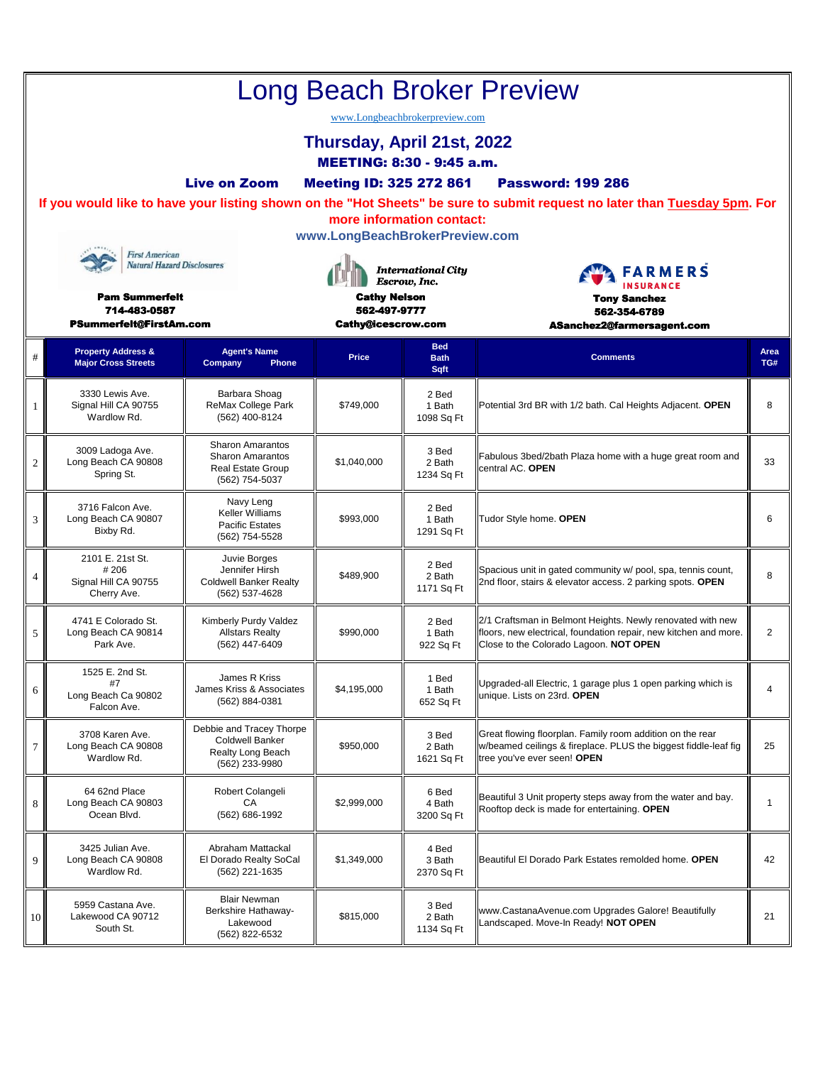# Long Beach Broker Preview

www.Longbeachbrokerpreview.com

## Thursday, April 21st, 2022

### MEETING: 8:30 - 9:45 a.m.

**Live on Zoom** **Meeting ID: 325 272 861** **Password: 199 286**

**If you would like to have your listing shown on the "Hot Sheets" be sure to submit request no later than Tuesday 5pm. For more information contact:**

**www.LongBeachBrokerPreview.com**

First American Natural Hazard Disclosures
**Pam Summerfelt**
**714-483-0587**
**PSummerfelt@FirstAm.com**

International City Escrow, Inc.
**Cathy Nelson**
**562-497-9777**
**Cathy@icescrow.com**

FARMERS INSURANCE
**Tony Sanchez**
**562-354-6789**
**ASanchez2@farmersagent.com**

| # | Property Address & Major Cross Streets | Agent's Name Company Phone | Price | Bed Bath Sqft | Comments | Area TG# |
|---|---|---|---|---|---|---|
| 1 | 3330 Lewis Ave. Signal Hill CA 90755 Wardlow Rd. | Barbara Shoag ReMax College Park (562) 400-8124 | $749,000 | 2 Bed 1 Bath 1098 Sq Ft | Potential 3rd BR with 1/2 bath. Cal Heights Adjacent. **OPEN** | 8 |
| 2 | 3009 Ladoga Ave. Long Beach CA 90808 Spring St. | Sharon Amarantos Sharon Amarantos Real Estate Group (562) 754-5037 | $1,040,000 | 3 Bed 2 Bath 1234 Sq Ft | Fabulous 3bed/2bath Plaza home with a huge great room and central AC. **OPEN** | 33 |
| 3 | 3716 Falcon Ave. Long Beach CA 90807 Bixby Rd. | Navy Leng Keller Williams Pacific Estates (562) 754-5528 | $993,000 | 2 Bed 1 Bath 1291 Sq Ft | Tudor Style home. **OPEN** | 6 |
| 4 | 2101 E. 21st St. # 206 Signal Hill CA 90755 Cherry Ave. | Juvie Borges Jennifer Hirsh Coldwell Banker Realty (562) 537-4628 | $489,900 | 2 Bed 2 Bath 1171 Sq Ft | Spacious unit in gated community w/ pool, spa, tennis count, 2nd floor, stairs & elevator access. 2 parking spots. **OPEN** | 8 |
| 5 | 4741 E Colorado St. Long Beach CA 90814 Park Ave. | Kimberly Purdy Valdez Allstars Realty (562) 447-6409 | $990,000 | 2 Bed 1 Bath 922 Sq Ft | 2/1 Craftsman in Belmont Heights. Newly renovated with new floors, new electrical, foundation repair, new kitchen and more. Close to the Colorado Lagoon. **NOT OPEN** | 2 |
| 6 | 1525 E. 2nd St. #7 Long Beach Ca 90802 Falcon Ave. | James R Kriss James Kriss & Associates (562) 884-0381 | $4,195,000 | 1 Bed 1 Bath 652 Sq Ft | Upgraded-all Electric, 1 garage plus 1 open parking which is unique. Lists on 23rd. **OPEN** | 4 |
| 7 | 3708 Karen Ave. Long Beach CA 90808 Wardlow Rd. | Debbie and Tracey Thorpe Coldwell Banker Realty Long Beach (562) 233-9980 | $950,000 | 3 Bed 2 Bath 1621 Sq Ft | Great flowing floorplan. Family room addition on the rear w/beamed ceilings & fireplace. PLUS the biggest fiddle-leaf fig tree you've ever seen! **OPEN** | 25 |
| 8 | 64 62nd Place Long Beach CA 90803 Ocean Blvd. | Robert Colangeli CA (562) 686-1992 | $2,999,000 | 6 Bed 4 Bath 3200 Sq Ft | Beautiful 3 Unit property steps away from the water and bay. Rooftop deck is made for entertaining. **OPEN** | 1 |
| 9 | 3425 Julian Ave. Long Beach CA 90808 Wardlow Rd. | Abraham Mattackal El Dorado Realty SoCal (562) 221-1635 | $1,349,000 | 4 Bed 3 Bath 2370 Sq Ft | Beautiful El Dorado Park Estates remolded home. **OPEN** | 42 |
| 10 | 5959 Castana Ave. Lakewood CA 90712 South St. | Blair Newman Berkshire Hathaway-Lakewood (562) 822-6532 | $815,000 | 3 Bed 2 Bath 1134 Sq Ft | www.CastanaAvenue.com Upgrades Galore! Beautifully Landscaped. Move-In Ready! **NOT OPEN** | 21 |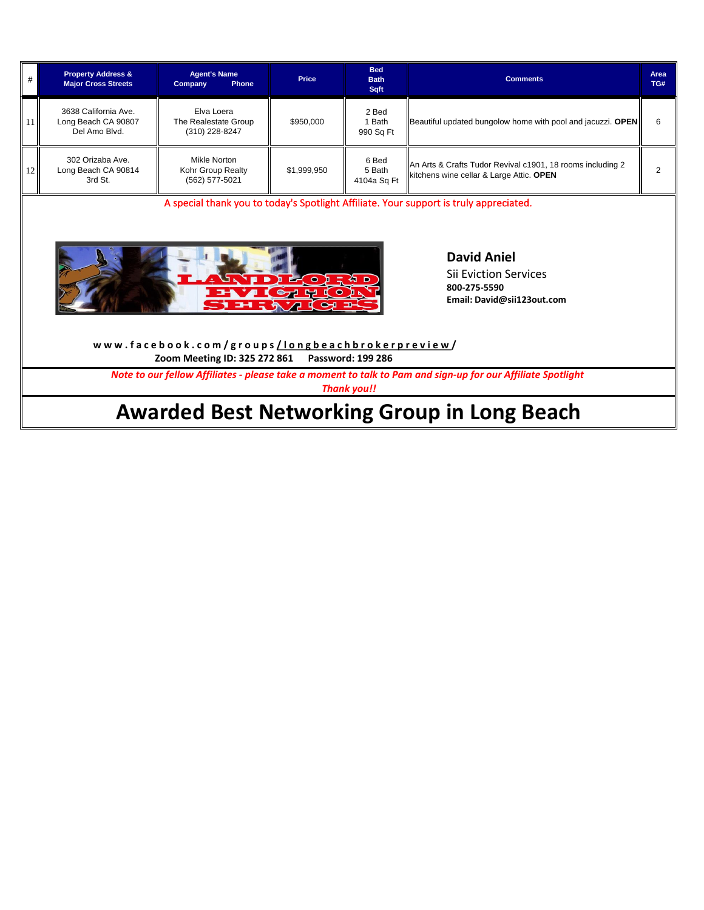| # | Property Address & Major Cross Streets | Agent's Name Company Phone | Price | Bed Bath Sqft | Comments | Area TG# |
|---|---|---|---|---|---|---|
| 11 | 3638 California Ave. Long Beach CA 90807 Del Amo Blvd. | Elva Loera The Realestate Group (310) 228-8247 | $950,000 | 2 Bed 1 Bath 990 Sq Ft | Beautiful updated bungolow home with pool and jacuzzi. **OPEN** | 6 |
| 12 | 302 Orizaba Ave. Long Beach CA 90814 3rd St. | Mikle Norton Kohr Group Realty (562) 577-5021 | $1,999,950 | 6 Bed 5 Bath 4104a Sq Ft | An Arts & Crafts Tudor Revival c1901, 18 rooms including 2 kitchens wine cellar & Large Attic. **OPEN** | 2 |

A special thank you to today's Spotlight Affiliate. Your support is truly appreciated.

**David Aniel**
Sii Eviction Services
**800-275-5590**
**Email: David@sii123out.com**

**www.facebook.com/groups/longbeachbrokerpreview/**
**Zoom Meeting ID: 325 272 861 Password: 199 286**

***Note to our fellow Affiliates - please take a moment to talk to Pam and sign-up for our Affiliate Spotlight Thank you!!***

# Awarded Best Networking Group in Long Beach